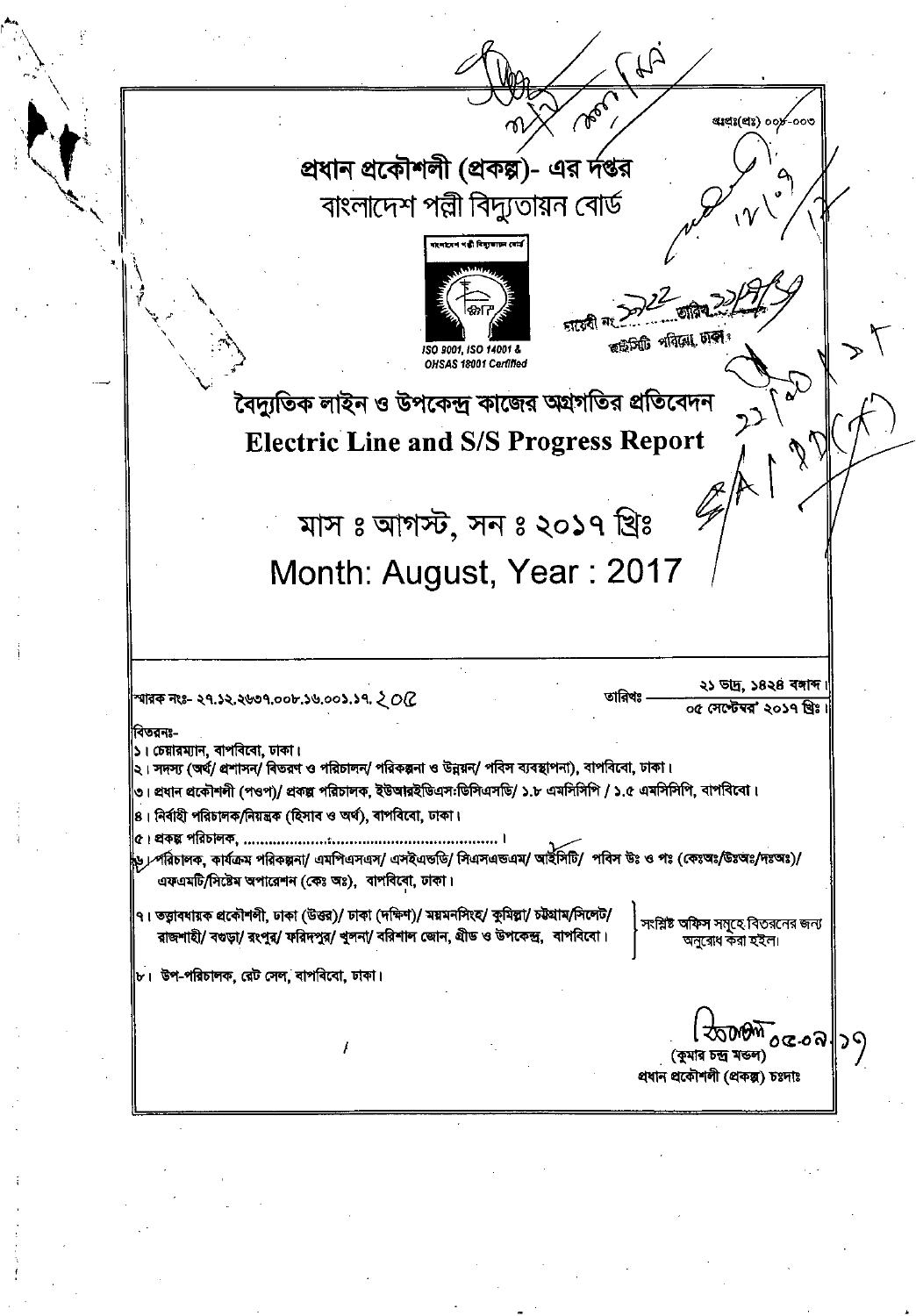প্রঃপ্রঃ(প্রঃ) ০০৮-০০৩

# প্রধান প্রকৌশলী (প্রকল্প)- এর দপ্তর

## বাংলাদেশ পল্লী বিদ্যুতায়ন বোর্ড

ISO 9001, ISO 14001 & OHSAS 18001 Certified

ডায়েরী নং: ১১২২ তারিখ: ২১/৯/১৭
সিটি পরিদপ্তর, ঢাকা

# বৈদ্যুতিক লাইন ও উপকেন্দ্র কাজের অগ্রগতির প্রতিবেদন

# Electric Line and S/S Progress Report

## মাস ঃ আগস্ট, সন ঃ ২০১৭ খ্রিঃ

## Month: August, Year : 2017

স্মারক নং:- ২৭.১২.২৬৩৭.০০৮.১৬.০০১.১৭. ২০৫

তারিখঃ ২১ ভাদ্র, ১৪২৪ বঙ্গাব্দ
০৫ সেপ্টেম্বর' ২০১৭ খ্রিঃ

বিতরনঃ-

১। চেয়ারম্যান, বাপবিবো, ঢাকা।
২। সদস্য (অর্থ/ প্রশাসন/ বিতরণ ও পরিচালন/ পরিকল্পনা ও উন্নয়ন/ পবিস ব্যবস্থাপনা), বাপবিবো, ঢাকা।
৩। প্রধান প্রকৌশলী (পওপ)/ প্রকল্প পরিচালক, ইউআরইউডিএস:ডিসিএসডি/ ১.৮ এমসিসিপি / ১.৫ এমসিসিপি, বাপবিবো।
৪। নির্বাহী পরিচালক/নিয়ন্ত্রক (হিসাব ও অর্থ), বাপবিবো, ঢাকা।
৫। প্রকল্প পরিচালক, ..........................................................।
৬। পরিচালক, কার্যক্রম পরিকল্পনা/ এমপিএসএস/ এসইএন্ডডি/ সিএসএন্ডএম/ আইসিটি/ পবিস উঃ ও পঃ (কেঃঅঃ/উঃঅঃ/দঃঅঃ)/ এফএমটি/সিস্টেম অপারেশন (কেঃ অঃ), বাপবিবো, ঢাকা।
৭। তত্ত্বাবধায়ক প্রকৌশলী, ঢাকা (উত্তর)/ ঢাকা (দক্ষিণ)/ ময়মনসিংহ/ কুমিল্লা/ চট্টগ্রাম/সিলেট/ রাজশাহী/ বগুড়া/ রংপুর/ ফরিদপুর/ খুলনা/ বরিশাল জোন, গ্রীড ও উপকেন্দ্র, বাপবিবো। } সংশ্লিষ্ট অফিস সমূহে বিতরনের জন্য অনুরোধ করা হইল।
৮। উপ-পরিচালক, রেট সেল, বাপবিবো, ঢাকা।

০৫.০৯.১৭
(কুমার চন্দ্র মন্ডল)
প্রধান প্রকৌশলী (প্রকল্প) চঃদাঃ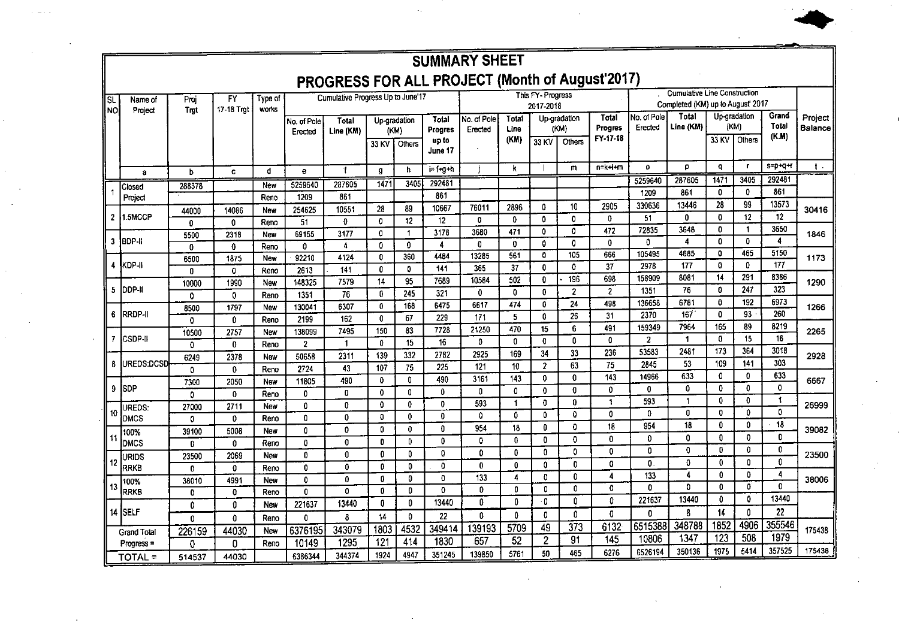# SUMMARY SHEET

## PROGRESS FOR ALL PROJECT (Month of August'2017)

| SL NO | Name of Project | Proj Trgt | FY 17-18 Trgt | Type of works | Cumulative Progress Up to June'17 | | | | | This FY- Progress 2017-2018 | | | | | Cumulative Line Construction Completed (KM) up to August' 2017 | | | | | Project Balance |
|---|---|---|---|---|---|---|---|---|---|---|---|---|---|---|---|---|---|---|---|---|
| | | | | | No. of Pole Erected | Total Line (KM) | Up-gradation (KM) 33 KV | Up-gradation (KM) Others | Total Progres up to June 17 | No. of Pole Erected | Total Line (KM) | Up-gradation (KM) 33 KV | Up-gradation (KM) Others | Total Progres FY-17-18 | No. of Pole Erected | Total Line (KM) | Up-gradation (KM) 33 KV | Up-gradation (KM) Others | Grand Total (K.M) | |
| a | | b | c | d | e | f | g | h | i= f+g+h | j | k | l | m | n=k+l+m | o | p | q | r | s=p+q+r | t |
| 1 | Closed Project | 288378 | | New | 5259640 | 287605 | 1471 | 3405 | 292481 | | | | | | 5259640 | 287605 | 1471 | 3405 | 292481 | |
| | | | | Reno | 1209 | 861 | | | 861 | | | | | | 1209 | 861 | 0 | 0 | 861 | |
| 2 | 1.5MCCP | 44000 | 14086 | New | 254625 | 10551 | 28 | 89 | 10667 | 76011 | 2896 | 0 | 10 | 2905 | 330636 | 13446 | 28 | 99 | 13573 | 30416 |
| | | 0 | 0 | Reno | 51 | 0 | 0 | 12 | 12 | 0 | 0 | 0 | 0 | 0 | 51 | 0 | 0 | 12 | 12 | |
| 3 | BDP-II | 5500 | 2318 | New | 69155 | 3177 | 0 | 1 | 3178 | 3680 | 471 | 0 | 0 | 472 | 72835 | 3648 | 0 | 1 | 3650 | 1846 |
| | | 0 | 0 | Reno | 0 | 4 | 0 | 0 | 4 | 0 | 0 | 0 | 0 | 0 | 0 | 4 | 0 | 0 | 4 | |
| 4 | KDP-II | 6500 | 1875 | New | 92210 | 4124 | 0 | 360 | 4484 | 13285 | 561 | 0 | 105 | 666 | 105495 | 4685 | 0 | 465 | 5150 | 1173 |
| | | 0 | 0 | Reno | 2613 | 141 | 0 | 0 | 141 | 365 | 37 | 0 | 0 | 37 | 2978 | 177 | 0 | 0 | 177 | |
| 5 | DDP-II | 10000 | 1990 | New | 148325 | 7579 | 14 | 95 | 7689 | 10584 | 502 | 0 | 196 | 698 | 158909 | 8081 | 14 | 291 | 8386 | 1290 |
| | | 0 | 0 | Reno | 1351 | 76 | 0 | 245 | 321 | 0 | 0 | 0 | 2 | 2 | 1351 | 76 | 0 | 247 | 323 | |
| 6 | RRDP-II | 8500 | 1797 | New | 130041 | 6307 | 0 | 168 | 6475 | 6617 | 474 | 0 | 24 | 498 | 136658 | 6781 | 0 | 192 | 6973 | 1266 |
| | | 0 | 0 | Reno | 2199 | 162 | 0 | 67 | 229 | 171 | 5 | 0 | 26 | 31 | 2370 | 167 | 0 | 93 | 260 | |
| 7 | CSDP-II | 10500 | 2757 | New | 138099 | 7495 | 150 | 83 | 7728 | 21250 | 470 | 15 | 6 | 491 | 159349 | 7964 | 165 | 89 | 8219 | 2265 |
| | | 0 | 0 | Reno | 2 | 1 | 0 | 15 | 16 | 0 | 0 | 0 | 0 | 0 | 2 | 1 | 0 | 15 | 16 | |
| 8 | UREDS:DCSD | 6249 | 2378 | New | 50658 | 2311 | 139 | 332 | 2782 | 2925 | 169 | 34 | 33 | 236 | 53583 | 2481 | 173 | 364 | 3018 | 2928 |
| | | 0 | 0 | Reno | 2724 | 43 | 107 | 75 | 225 | 121 | 10 | 2 | 63 | 75 | 2845 | 53 | 109 | 141 | 303 | |
| 9 | SDP | 7300 | 2050 | New | 11805 | 490 | 0 | 0 | 490 | 3161 | 143 | 0 | 0 | 143 | 14966 | 633 | 0 | 0 | 633 | 6667 |
| | | 0 | 0 | Reno | 0 | 0 | 0 | 0 | 0 | 0 | 0 | 0 | 0 | 0 | 0 | 0 | 0 | 0 | 0 | |
| 10 | UREDS: DMCS | 27000 | 2711 | New | 0 | 0 | 0 | 0 | 0 | 593 | 1 | 0 | 0 | 1 | 593 | 1 | 0 | 0 | 1 | 26999 |
| | | 0 | 0 | Reno | 0 | 0 | 0 | 0 | 0 | 0 | 0 | 0 | 0 | 0 | 0 | 0 | 0 | 0 | 0 | |
| 11 | 100% DMCS | 39100 | 5008 | New | 0 | 0 | 0 | 0 | 0 | 954 | 18 | 0 | 0 | 18 | 954 | 18 | 0 | 0 | 18 | 39082 |
| | | 0 | 0 | Reno | 0 | 0 | 0 | 0 | 0 | 0 | 0 | 0 | 0 | 0 | 0 | 0 | 0 | 0 | 0 | |
| 12 | URIDS RRKB | 23500 | 2069 | New | 0 | 0 | 0 | 0 | 0 | 0 | 0 | 0 | 0 | 0 | 0 | 0 | 0 | 0 | 0 | 23500 |
| | | 0 | 0 | Reno | 0 | 0 | 0 | 0 | 0 | 0 | 0 | 0 | 0 | 0 | 0 | 0 | 0 | 0 | 0 | |
| 13 | 100% RRKB | 38010 | 4991 | New | 0 | 0 | 0 | 0 | 0 | 133 | 4 | 0 | 0 | 4 | 133 | 4 | 0 | 0 | 4 | 38006 |
| | | 0 | 0 | Reno | 0 | 0 | 0 | 0 | 0 | 0 | 0 | 0 | 0 | 0 | 0 | 0 | 0 | 0 | 0 | |
| 14 | SELF | 0 | 0 | New | 221637 | 13440 | 0 | 0 | 13440 | 0 | 0 | 0 | 0 | 0 | 221637 | 13440 | 0 | 0 | 13440 | |
| | | 0 | 0 | Reno | 0 | 8 | 14 | 0 | 22 | 0 | 0 | 0 | 0 | 0 | 0 | 8 | 14 | 0 | 22 | |
| Grand Total Progress = | | 226159 | 44030 | New | 6376195 | 343079 | 1803 | 4532 | 349414 | 139193 | 5709 | 49 | 373 | 6132 | 6515388 | 348788 | 1852 | 4906 | 355546 | 175438 |
| | | 0 | 0 | Reno | 10149 | 1295 | 121 | 414 | 1830 | 657 | 52 | 2 | 91 | 145 | 10806 | 1347 | 123 | 508 | 1979 | |
| TOTAL = | | 514537 | 44030 | | 6386344 | 344374 | 1924 | 4947 | 351245 | 139850 | 5761 | 50 | 465 | 6276 | 6526194 | 350136 | 1975 | 5414 | 357525 | 175438 |